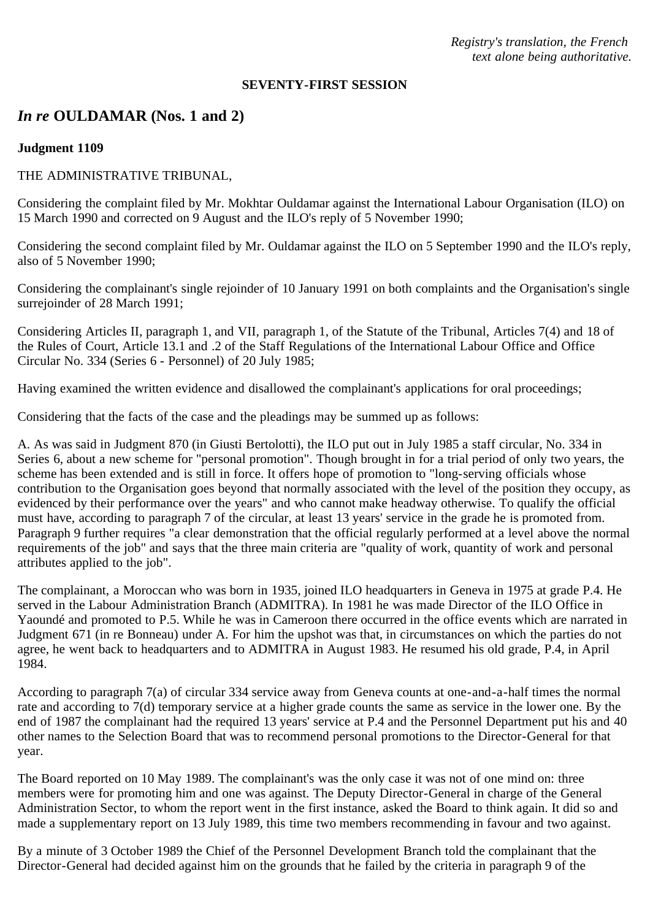*Registry's translation, the French text alone being authoritative.*

**SEVENTY-FIRST SESSION**

## *In re* OULDAMAR (Nos. 1 and 2)

**Judgment 1109**

THE ADMINISTRATIVE TRIBUNAL,

Considering the complaint filed by Mr. Mokhtar Ouldamar against the International Labour Organisation (ILO) on 15 March 1990 and corrected on 9 August and the ILO's reply of 5 November 1990;

Considering the second complaint filed by Mr. Ouldamar against the ILO on 5 September 1990 and the ILO's reply, also of 5 November 1990;

Considering the complainant's single rejoinder of 10 January 1991 on both complaints and the Organisation's single surrejoinder of 28 March 1991;

Considering Articles II, paragraph 1, and VII, paragraph 1, of the Statute of the Tribunal, Articles 7(4) and 18 of the Rules of Court, Article 13.1 and .2 of the Staff Regulations of the International Labour Office and Office Circular No. 334 (Series 6 - Personnel) of 20 July 1985;

Having examined the written evidence and disallowed the complainant's applications for oral proceedings;

Considering that the facts of the case and the pleadings may be summed up as follows:

A. As was said in Judgment 870 (in Giusti Bertolotti), the ILO put out in July 1985 a staff circular, No. 334 in Series 6, about a new scheme for "personal promotion". Though brought in for a trial period of only two years, the scheme has been extended and is still in force. It offers hope of promotion to "long-serving officials whose contribution to the Organisation goes beyond that normally associated with the level of the position they occupy, as evidenced by their performance over the years" and who cannot make headway otherwise. To qualify the official must have, according to paragraph 7 of the circular, at least 13 years' service in the grade he is promoted from. Paragraph 9 further requires "a clear demonstration that the official regularly performed at a level above the normal requirements of the job" and says that the three main criteria are "quality of work, quantity of work and personal attributes applied to the job".

The complainant, a Moroccan who was born in 1935, joined ILO headquarters in Geneva in 1975 at grade P.4. He served in the Labour Administration Branch (ADMITRA). In 1981 he was made Director of the ILO Office in Yaoundé and promoted to P.5. While he was in Cameroon there occurred in the office events which are narrated in Judgment 671 (in re Bonneau) under A. For him the upshot was that, in circumstances on which the parties do not agree, he went back to headquarters and to ADMITRA in August 1983. He resumed his old grade, P.4, in April 1984.

According to paragraph 7(a) of circular 334 service away from Geneva counts at one-and-a-half times the normal rate and according to 7(d) temporary service at a higher grade counts the same as service in the lower one. By the end of 1987 the complainant had the required 13 years' service at P.4 and the Personnel Department put his and 40 other names to the Selection Board that was to recommend personal promotions to the Director-General for that year.

The Board reported on 10 May 1989. The complainant's was the only case it was not of one mind on: three members were for promoting him and one was against. The Deputy Director-General in charge of the General Administration Sector, to whom the report went in the first instance, asked the Board to think again. It did so and made a supplementary report on 13 July 1989, this time two members recommending in favour and two against.

By a minute of 3 October 1989 the Chief of the Personnel Development Branch told the complainant that the Director-General had decided against him on the grounds that he failed by the criteria in paragraph 9 of the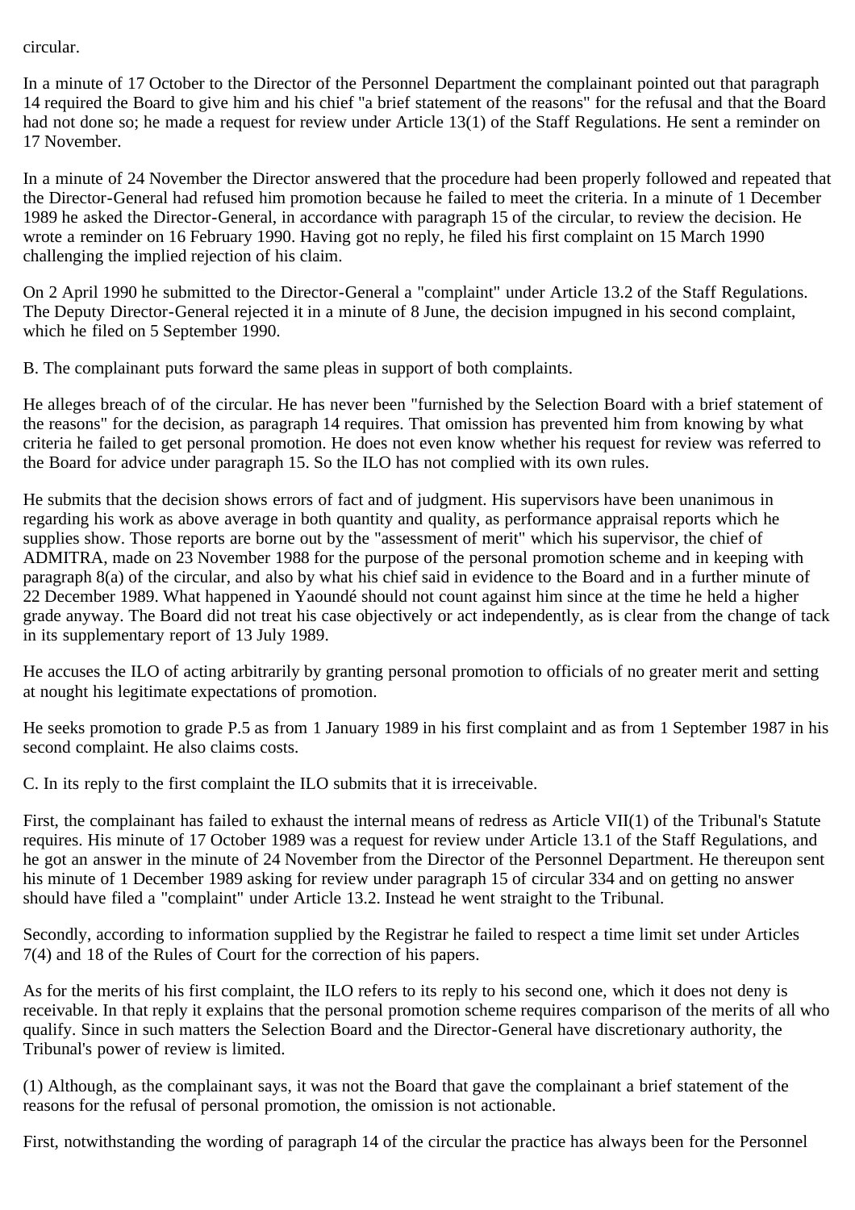circular.

In a minute of 17 October to the Director of the Personnel Department the complainant pointed out that paragraph 14 required the Board to give him and his chief "a brief statement of the reasons" for the refusal and that the Board had not done so; he made a request for review under Article 13(1) of the Staff Regulations. He sent a reminder on 17 November.

In a minute of 24 November the Director answered that the procedure had been properly followed and repeated that the Director-General had refused him promotion because he failed to meet the criteria. In a minute of 1 December 1989 he asked the Director-General, in accordance with paragraph 15 of the circular, to review the decision. He wrote a reminder on 16 February 1990. Having got no reply, he filed his first complaint on 15 March 1990 challenging the implied rejection of his claim.

On 2 April 1990 he submitted to the Director-General a "complaint" under Article 13.2 of the Staff Regulations. The Deputy Director-General rejected it in a minute of 8 June, the decision impugned in his second complaint, which he filed on 5 September 1990.

B. The complainant puts forward the same pleas in support of both complaints.

He alleges breach of of the circular. He has never been "furnished by the Selection Board with a brief statement of the reasons" for the decision, as paragraph 14 requires. That omission has prevented him from knowing by what criteria he failed to get personal promotion. He does not even know whether his request for review was referred to the Board for advice under paragraph 15. So the ILO has not complied with its own rules.

He submits that the decision shows errors of fact and of judgment. His supervisors have been unanimous in regarding his work as above average in both quantity and quality, as performance appraisal reports which he supplies show. Those reports are borne out by the "assessment of merit" which his supervisor, the chief of ADMITRA, made on 23 November 1988 for the purpose of the personal promotion scheme and in keeping with paragraph 8(a) of the circular, and also by what his chief said in evidence to the Board and in a further minute of 22 December 1989. What happened in Yaoundé should not count against him since at the time he held a higher grade anyway. The Board did not treat his case objectively or act independently, as is clear from the change of tack in its supplementary report of 13 July 1989.

He accuses the ILO of acting arbitrarily by granting personal promotion to officials of no greater merit and setting at nought his legitimate expectations of promotion.

He seeks promotion to grade P.5 as from 1 January 1989 in his first complaint and as from 1 September 1987 in his second complaint. He also claims costs.

C. In its reply to the first complaint the ILO submits that it is irreceivable.

First, the complainant has failed to exhaust the internal means of redress as Article VII(1) of the Tribunal's Statute requires. His minute of 17 October 1989 was a request for review under Article 13.1 of the Staff Regulations, and he got an answer in the minute of 24 November from the Director of the Personnel Department. He thereupon sent his minute of 1 December 1989 asking for review under paragraph 15 of circular 334 and on getting no answer should have filed a "complaint" under Article 13.2. Instead he went straight to the Tribunal.

Secondly, according to information supplied by the Registrar he failed to respect a time limit set under Articles 7(4) and 18 of the Rules of Court for the correction of his papers.

As for the merits of his first complaint, the ILO refers to its reply to his second one, which it does not deny is receivable. In that reply it explains that the personal promotion scheme requires comparison of the merits of all who qualify. Since in such matters the Selection Board and the Director-General have discretionary authority, the Tribunal's power of review is limited.

(1) Although, as the complainant says, it was not the Board that gave the complainant a brief statement of the reasons for the refusal of personal promotion, the omission is not actionable.

First, notwithstanding the wording of paragraph 14 of the circular the practice has always been for the Personnel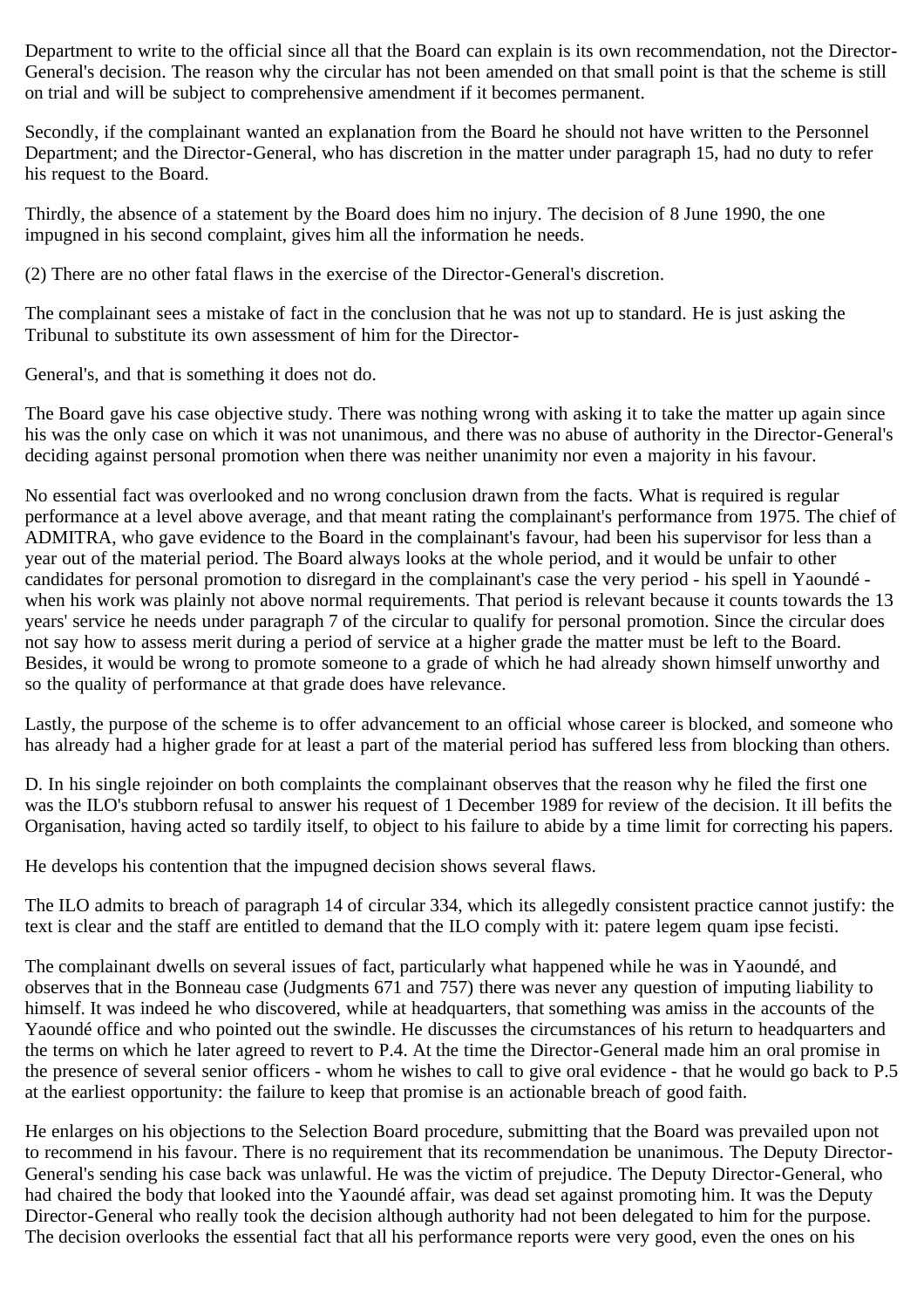Department to write to the official since all that the Board can explain is its own recommendation, not the Director-General's decision. The reason why the circular has not been amended on that small point is that the scheme is still on trial and will be subject to comprehensive amendment if it becomes permanent.

Secondly, if the complainant wanted an explanation from the Board he should not have written to the Personnel Department; and the Director-General, who has discretion in the matter under paragraph 15, had no duty to refer his request to the Board.

Thirdly, the absence of a statement by the Board does him no injury. The decision of 8 June 1990, the one impugned in his second complaint, gives him all the information he needs.

(2) There are no other fatal flaws in the exercise of the Director-General's discretion.

The complainant sees a mistake of fact in the conclusion that he was not up to standard. He is just asking the Tribunal to substitute its own assessment of him for the Director-General's, and that is something it does not do.

The Board gave his case objective study. There was nothing wrong with asking it to take the matter up again since his was the only case on which it was not unanimous, and there was no abuse of authority in the Director-General's deciding against personal promotion when there was neither unanimity nor even a majority in his favour.

No essential fact was overlooked and no wrong conclusion drawn from the facts. What is required is regular performance at a level above average, and that meant rating the complainant's performance from 1975. The chief of ADMITRA, who gave evidence to the Board in the complainant's favour, had been his supervisor for less than a year out of the material period. The Board always looks at the whole period, and it would be unfair to other candidates for personal promotion to disregard in the complainant's case the very period - his spell in Yaoundé - when his work was plainly not above normal requirements. That period is relevant because it counts towards the 13 years' service he needs under paragraph 7 of the circular to qualify for personal promotion. Since the circular does not say how to assess merit during a period of service at a higher grade the matter must be left to the Board. Besides, it would be wrong to promote someone to a grade of which he had already shown himself unworthy and so the quality of performance at that grade does have relevance.

Lastly, the purpose of the scheme is to offer advancement to an official whose career is blocked, and someone who has already had a higher grade for at least a part of the material period has suffered less from blocking than others.

D. In his single rejoinder on both complaints the complainant observes that the reason why he filed the first one was the ILO's stubborn refusal to answer his request of 1 December 1989 for review of the decision. It ill befits the Organisation, having acted so tardily itself, to object to his failure to abide by a time limit for correcting his papers.

He develops his contention that the impugned decision shows several flaws.

The ILO admits to breach of paragraph 14 of circular 334, which its allegedly consistent practice cannot justify: the text is clear and the staff are entitled to demand that the ILO comply with it: patere legem quam ipse fecisti.

The complainant dwells on several issues of fact, particularly what happened while he was in Yaoundé, and observes that in the Bonneau case (Judgments 671 and 757) there was never any question of imputing liability to himself. It was indeed he who discovered, while at headquarters, that something was amiss in the accounts of the Yaoundé office and who pointed out the swindle. He discusses the circumstances of his return to headquarters and the terms on which he later agreed to revert to P.4. At the time the Director-General made him an oral promise in the presence of several senior officers - whom he wishes to call to give oral evidence - that he would go back to P.5 at the earliest opportunity: the failure to keep that promise is an actionable breach of good faith.

He enlarges on his objections to the Selection Board procedure, submitting that the Board was prevailed upon not to recommend in his favour. There is no requirement that its recommendation be unanimous. The Deputy Director-General's sending his case back was unlawful. He was the victim of prejudice. The Deputy Director-General, who had chaired the body that looked into the Yaoundé affair, was dead set against promoting him. It was the Deputy Director-General who really took the decision although authority had not been delegated to him for the purpose. The decision overlooks the essential fact that all his performance reports were very good, even the ones on his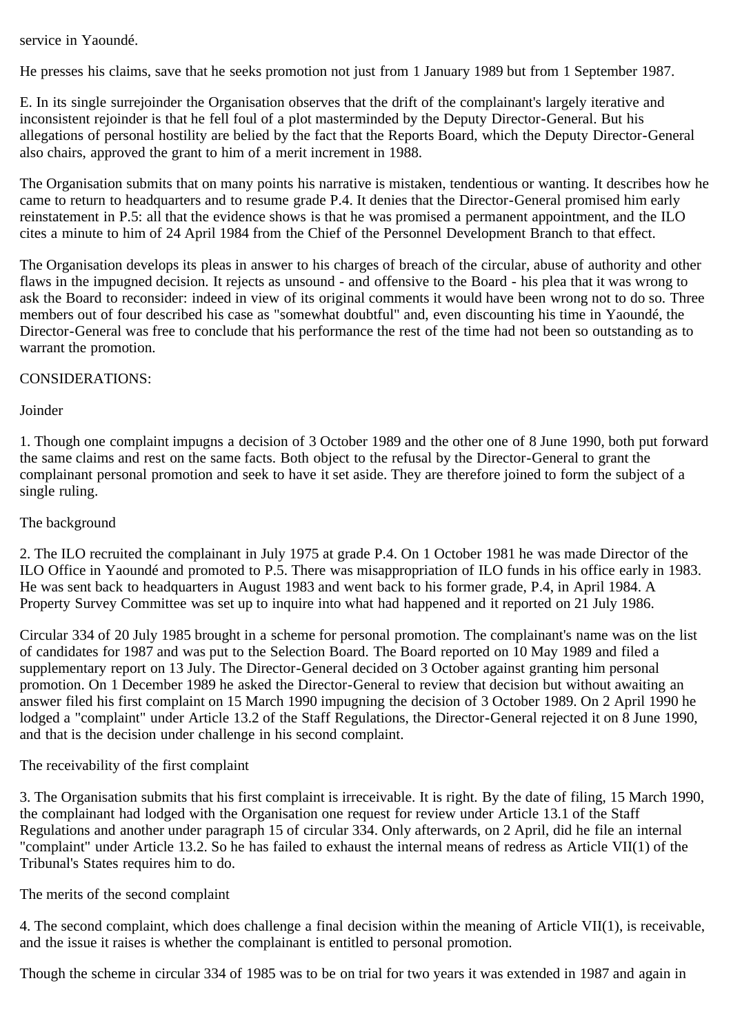service in Yaoundé.

He presses his claims, save that he seeks promotion not just from 1 January 1989 but from 1 September 1987.

E. In its single surrejoinder the Organisation observes that the drift of the complainant's largely iterative and inconsistent rejoinder is that he fell foul of a plot masterminded by the Deputy Director-General. But his allegations of personal hostility are belied by the fact that the Reports Board, which the Deputy Director-General also chairs, approved the grant to him of a merit increment in 1988.

The Organisation submits that on many points his narrative is mistaken, tendentious or wanting. It describes how he came to return to headquarters and to resume grade P.4. It denies that the Director-General promised him early reinstatement in P.5: all that the evidence shows is that he was promised a permanent appointment, and the ILO cites a minute to him of 24 April 1984 from the Chief of the Personnel Development Branch to that effect.

The Organisation develops its pleas in answer to his charges of breach of the circular, abuse of authority and other flaws in the impugned decision. It rejects as unsound - and offensive to the Board - his plea that it was wrong to ask the Board to reconsider: indeed in view of its original comments it would have been wrong not to do so. Three members out of four described his case as "somewhat doubtful" and, even discounting his time in Yaoundé, the Director-General was free to conclude that his performance the rest of the time had not been so outstanding as to warrant the promotion.

CONSIDERATIONS:

Joinder

1. Though one complaint impugns a decision of 3 October 1989 and the other one of 8 June 1990, both put forward the same claims and rest on the same facts. Both object to the refusal by the Director-General to grant the complainant personal promotion and seek to have it set aside. They are therefore joined to form the subject of a single ruling.

The background

2. The ILO recruited the complainant in July 1975 at grade P.4. On 1 October 1981 he was made Director of the ILO Office in Yaoundé and promoted to P.5. There was misappropriation of ILO funds in his office early in 1983. He was sent back to headquarters in August 1983 and went back to his former grade, P.4, in April 1984. A Property Survey Committee was set up to inquire into what had happened and it reported on 21 July 1986.

Circular 334 of 20 July 1985 brought in a scheme for personal promotion. The complainant's name was on the list of candidates for 1987 and was put to the Selection Board. The Board reported on 10 May 1989 and filed a supplementary report on 13 July. The Director-General decided on 3 October against granting him personal promotion. On 1 December 1989 he asked the Director-General to review that decision but without awaiting an answer filed his first complaint on 15 March 1990 impugning the decision of 3 October 1989. On 2 April 1990 he lodged a "complaint" under Article 13.2 of the Staff Regulations, the Director-General rejected it on 8 June 1990, and that is the decision under challenge in his second complaint.

The receivability of the first complaint

3. The Organisation submits that his first complaint is irreceivable. It is right. By the date of filing, 15 March 1990, the complainant had lodged with the Organisation one request for review under Article 13.1 of the Staff Regulations and another under paragraph 15 of circular 334. Only afterwards, on 2 April, did he file an internal "complaint" under Article 13.2. So he has failed to exhaust the internal means of redress as Article VII(1) of the Tribunal's States requires him to do.

The merits of the second complaint

4. The second complaint, which does challenge a final decision within the meaning of Article VII(1), is receivable, and the issue it raises is whether the complainant is entitled to personal promotion.

Though the scheme in circular 334 of 1985 was to be on trial for two years it was extended in 1987 and again in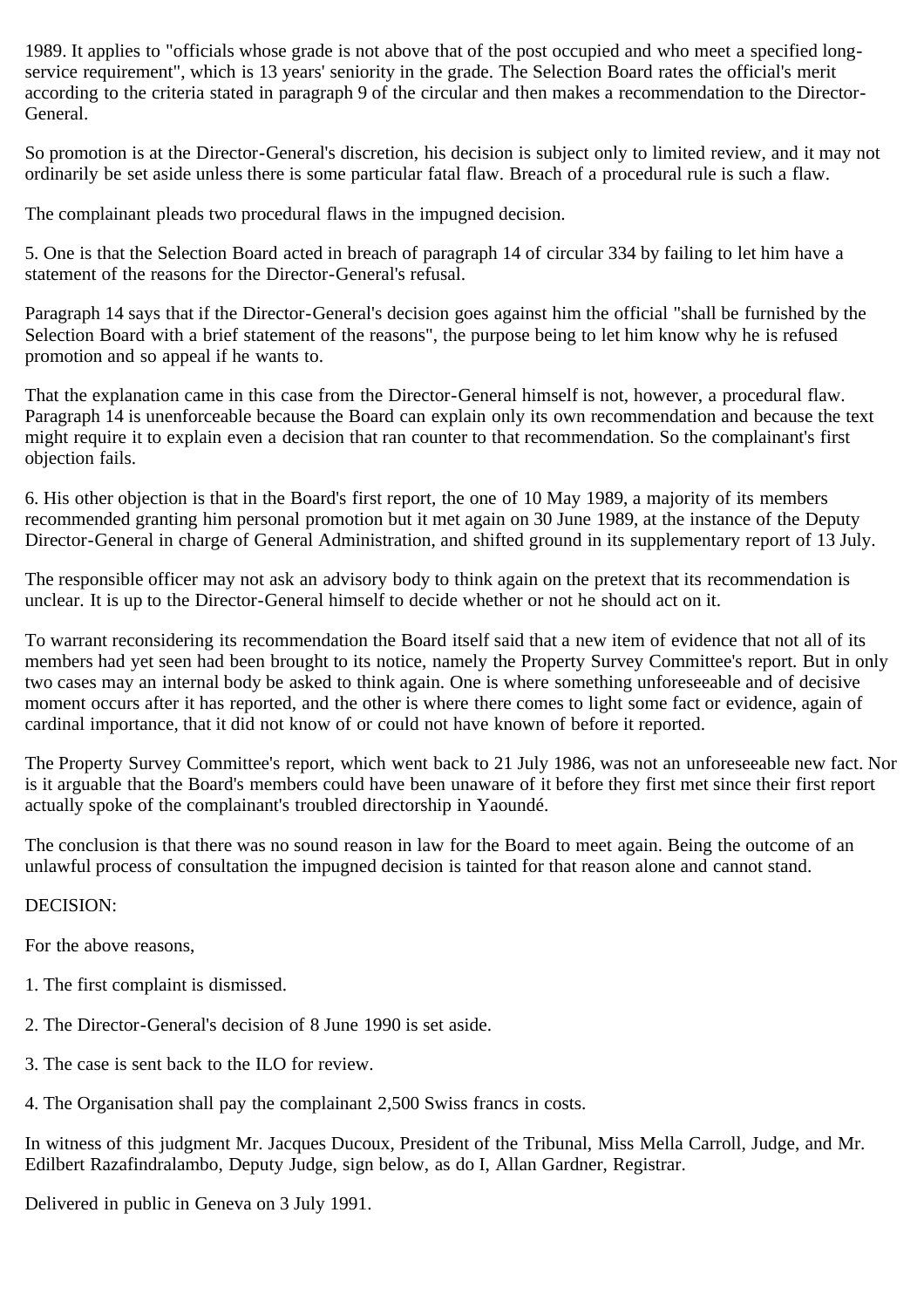1989. It applies to "officials whose grade is not above that of the post occupied and who meet a specified long-service requirement", which is 13 years' seniority in the grade. The Selection Board rates the official's merit according to the criteria stated in paragraph 9 of the circular and then makes a recommendation to the Director-General.

So promotion is at the Director-General's discretion, his decision is subject only to limited review, and it may not ordinarily be set aside unless there is some particular fatal flaw. Breach of a procedural rule is such a flaw.

The complainant pleads two procedural flaws in the impugned decision.

5. One is that the Selection Board acted in breach of paragraph 14 of circular 334 by failing to let him have a statement of the reasons for the Director-General's refusal.

Paragraph 14 says that if the Director-General's decision goes against him the official "shall be furnished by the Selection Board with a brief statement of the reasons", the purpose being to let him know why he is refused promotion and so appeal if he wants to.

That the explanation came in this case from the Director-General himself is not, however, a procedural flaw. Paragraph 14 is unenforceable because the Board can explain only its own recommendation and because the text might require it to explain even a decision that ran counter to that recommendation. So the complainant's first objection fails.

6. His other objection is that in the Board's first report, the one of 10 May 1989, a majority of its members recommended granting him personal promotion but it met again on 30 June 1989, at the instance of the Deputy Director-General in charge of General Administration, and shifted ground in its supplementary report of 13 July.

The responsible officer may not ask an advisory body to think again on the pretext that its recommendation is unclear. It is up to the Director-General himself to decide whether or not he should act on it.

To warrant reconsidering its recommendation the Board itself said that a new item of evidence that not all of its members had yet seen had been brought to its notice, namely the Property Survey Committee's report. But in only two cases may an internal body be asked to think again. One is where something unforeseeable and of decisive moment occurs after it has reported, and the other is where there comes to light some fact or evidence, again of cardinal importance, that it did not know of or could not have known of before it reported.

The Property Survey Committee's report, which went back to 21 July 1986, was not an unforeseeable new fact. Nor is it arguable that the Board's members could have been unaware of it before they first met since their first report actually spoke of the complainant's troubled directorship in Yaoundé.

The conclusion is that there was no sound reason in law for the Board to meet again. Being the outcome of an unlawful process of consultation the impugned decision is tainted for that reason alone and cannot stand.

DECISION:

For the above reasons,

1. The first complaint is dismissed.

2. The Director-General's decision of 8 June 1990 is set aside.

3. The case is sent back to the ILO for review.

4. The Organisation shall pay the complainant 2,500 Swiss francs in costs.

In witness of this judgment Mr. Jacques Ducoux, President of the Tribunal, Miss Mella Carroll, Judge, and Mr. Edilbert Razafindralambo, Deputy Judge, sign below, as do I, Allan Gardner, Registrar.

Delivered in public in Geneva on 3 July 1991.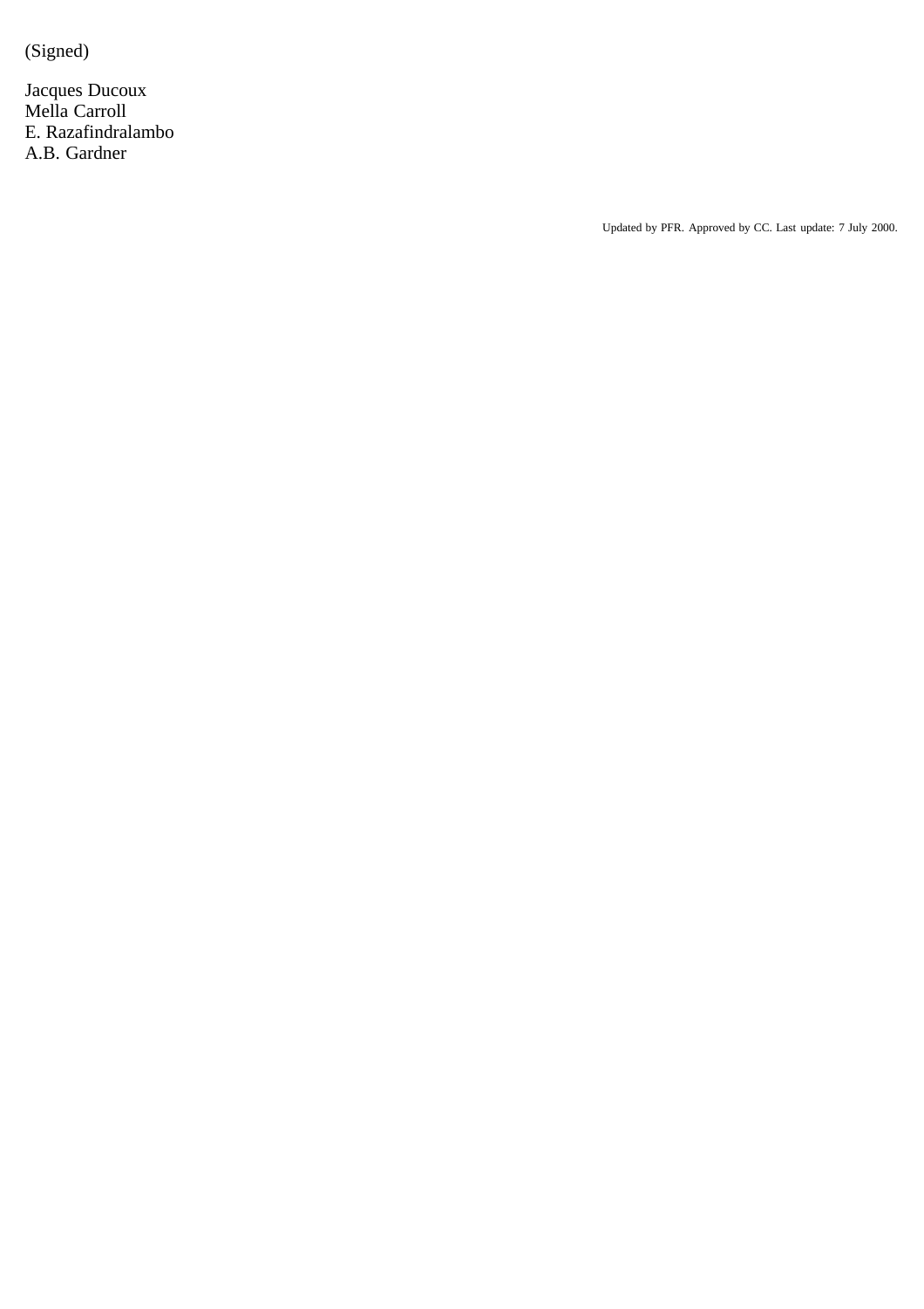(Signed)

Jacques Ducoux
Mella Carroll
E. Razafindralambo
A.B. Gardner

Updated by PFR. Approved by CC. Last update: 7 July 2000.